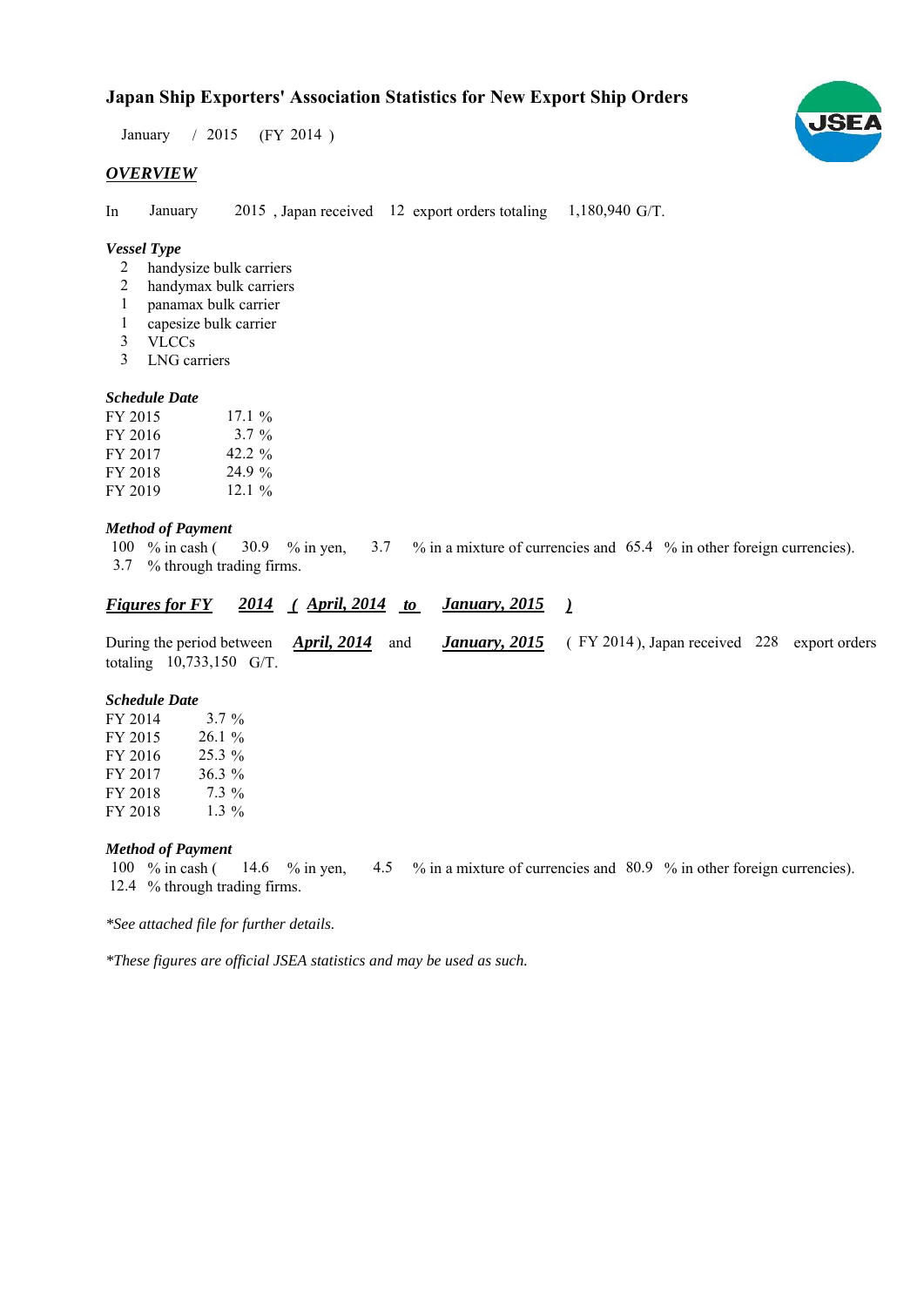# Japan Ship Exporters' Association Statistics for New Export Ship Orders

January / 2015 (FY 2014 )

## *OVERVIEW*

In January 2015 , Japan received 12 export orders totaling 1,180,940 G/T.

### *Vessel Type*

2 handysize bulk carriers
2 handymax bulk carriers
1 panamax bulk carrier
1 capesize bulk carrier
3 VLCCs
3 LNG carriers

### *Schedule Date*

| | |
|---|---|
| FY 2015 | 17.1 % |
| FY 2016 | 3.7 % |
| FY 2017 | 42.2 % |
| FY 2018 | 24.9 % |
| FY 2019 | 12.1 % |

### *Method of Payment*

100 % in cash ( 30.9 % in yen, 3.7 % in a mixture of currencies and 65.4 % in other foreign currencies).
3.7 % through trading firms.

## *Figures for FY 2014 ( April, 2014 to January, 2015 )*

During the period between *April, 2014* and *January, 2015* ( FY 2014 ), Japan received 228 export orders totaling 10,733,150 G/T.

### *Schedule Date*

| | |
|---|---|
| FY 2014 | 3.7 % |
| FY 2015 | 26.1 % |
| FY 2016 | 25.3 % |
| FY 2017 | 36.3 % |
| FY 2018 | 7.3 % |
| FY 2018 | 1.3 % |

### *Method of Payment*

100 % in cash ( 14.6 % in yen, 4.5 % in a mixture of currencies and 80.9 % in other foreign currencies).
12.4 % through trading firms.

*\*See attached file for further details.*

*\*These figures are official JSEA statistics and may be used as such.*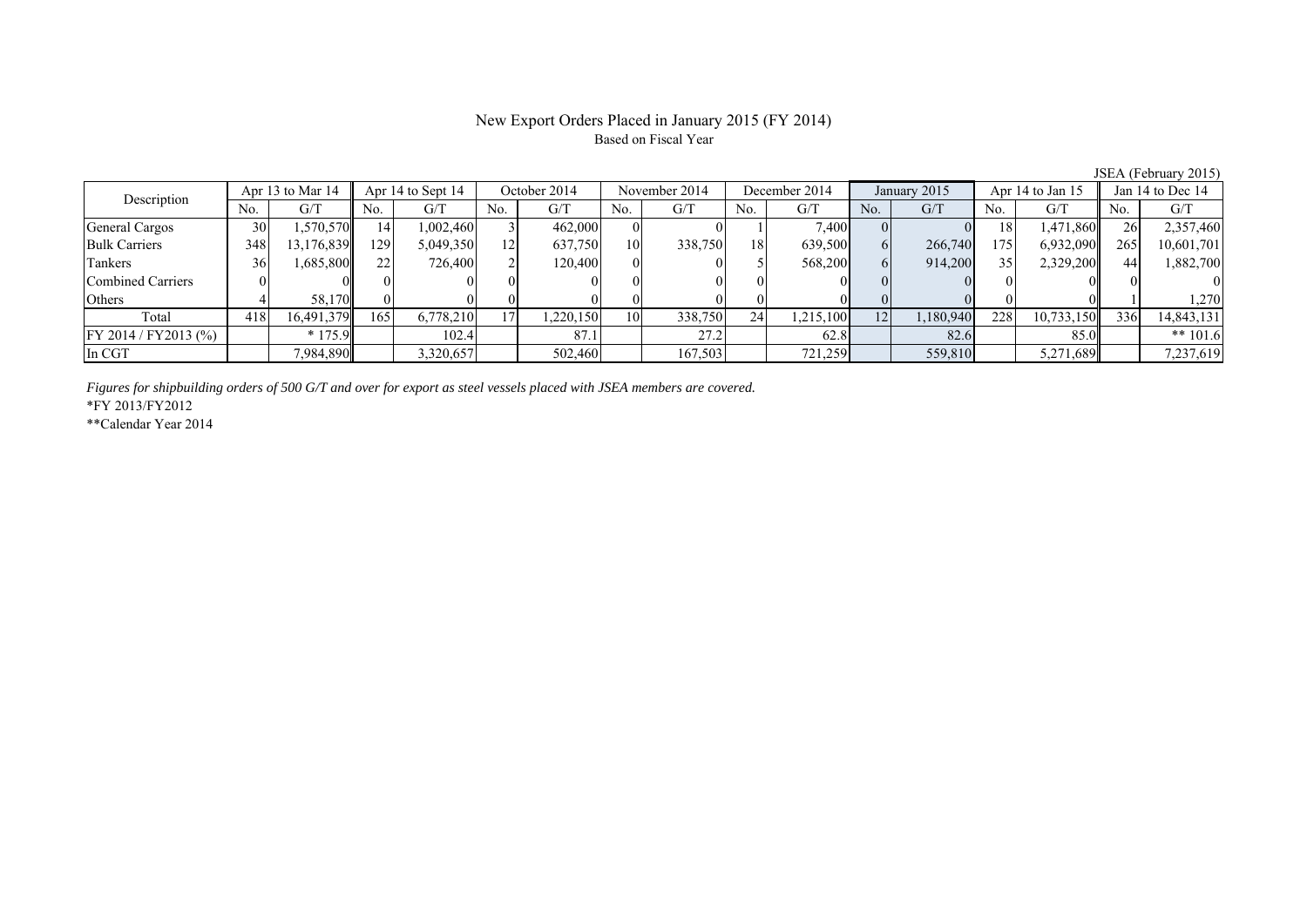# New Export Orders Placed in January 2015 (FY 2014)

Based on Fiscal Year

JSEA (February 2015)

| Description | Apr 13 to Mar 14 | | Apr 14 to Sept 14 | | October 2014 | | November 2014 | | December 2014 | | January 2015 | | Apr 14 to Jan 15 | | Jan 14 to Dec 14 | |
|---|---|---|---|---|---|---|---|---|---|---|---|---|---|---|---|---|
| | No. | G/T | No. | G/T | No. | G/T | No. | G/T | No. | G/T | No. | G/T | No. | G/T | No. | G/T |
| General Cargos | 30 | 1,570,570 | 14 | 1,002,460 | 3 | 462,000 | 0 | 0 | 1 | 7,400 | 0 | 0 | 18 | 1,471,860 | 26 | 2,357,460 |
| Bulk Carriers | 348 | 13,176,839 | 129 | 5,049,350 | 12 | 637,750 | 10 | 338,750 | 18 | 639,500 | 6 | 266,740 | 175 | 6,932,090 | 265 | 10,601,701 |
| Tankers | 36 | 1,685,800 | 22 | 726,400 | 2 | 120,400 | 0 | 0 | 5 | 568,200 | 6 | 914,200 | 35 | 2,329,200 | 44 | 1,882,700 |
| Combined Carriers | 0 | 0 | 0 | 0 | 0 | 0 | 0 | 0 | 0 | 0 | 0 | 0 | 0 | 0 | 0 | 0 |
| Others | 4 | 58,170 | 0 | 0 | 0 | 0 | 0 | 0 | 0 | 0 | 0 | 0 | 0 | 0 | 1 | 1,270 |
| Total | 418 | 16,491,379 | 165 | 6,778,210 | 17 | 1,220,150 | 10 | 338,750 | 24 | 1,215,100 | 12 | 1,180,940 | 228 | 10,733,150 | 336 | 14,843,131 |
| FY 2014 / FY2013 (%) | | * 175.9 | | 102.4 | | 87.1 | | 27.2 | | 62.8 | | 82.6 | | 85.0 | | ** 101.6 |
| In CGT | | 7,984,890 | | 3,320,657 | | 502,460 | | 167,503 | | 721,259 | | 559,810 | | 5,271,689 | | 7,237,619 |

*Figures for shipbuilding orders of 500 G/T and over for export as steel vessels placed with JSEA members are covered.*

*FY 2013/FY2012

**Calendar Year 2014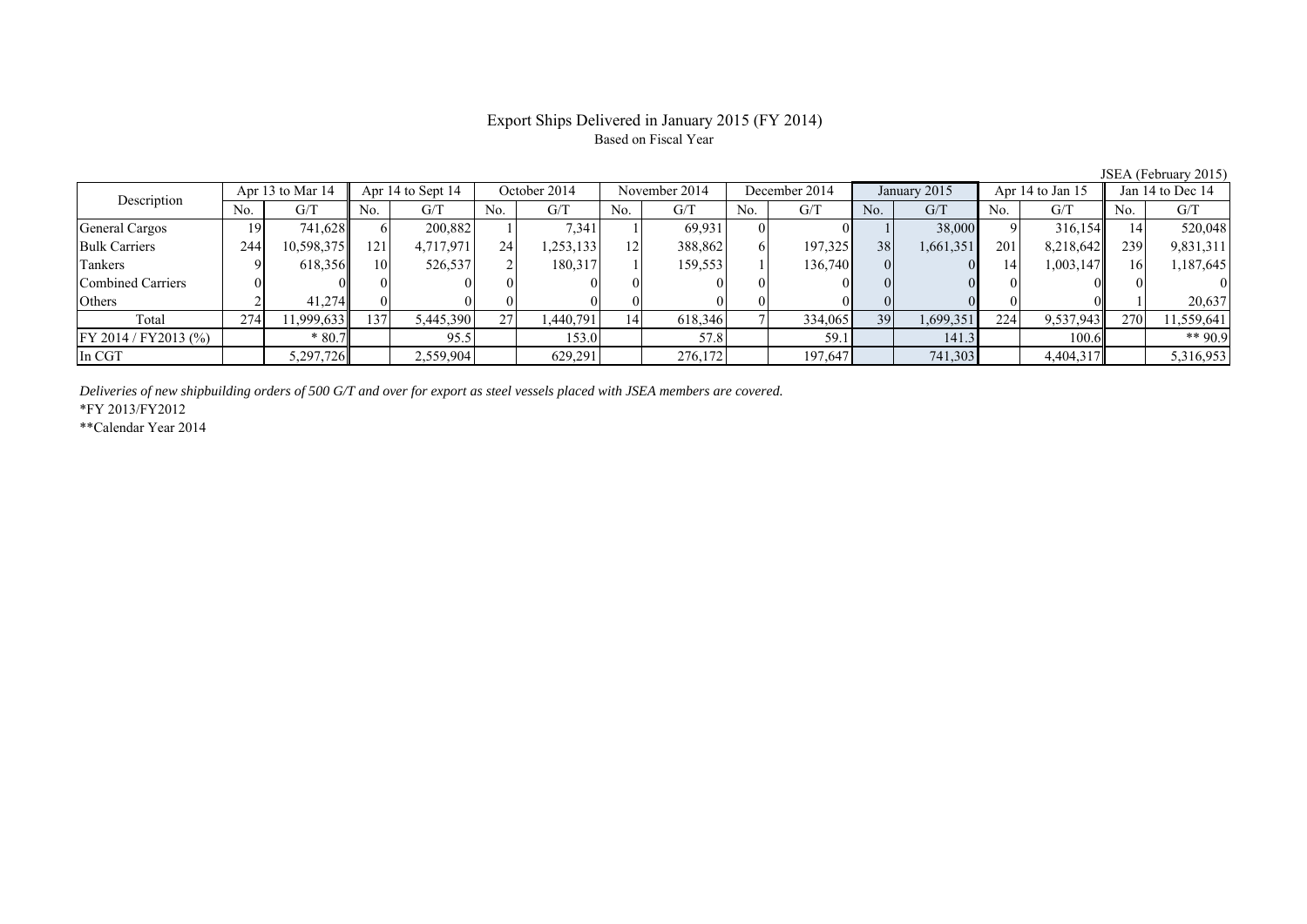# Export Ships Delivered in January 2015 (FY 2014)

Based on Fiscal Year

JSEA (February 2015)

| Description | Apr 13 to Mar 14 | | Apr 14 to Sept 14 | | October 2014 | | November 2014 | | December 2014 | | January 2015 | | Apr 14 to Jan 15 | | Jan 14 to Dec 14 | |
|---|---|---|---|---|---|---|---|---|---|---|---|---|---|---|---|---|
| | No. | G/T | No. | G/T | No. | G/T | No. | G/T | No. | G/T | No. | G/T | No. | G/T | No. | G/T |
| General Cargos | 19 | 741,628 | 6 | 200,882 | 1 | 7,341 | 1 | 69,931 | 0 | 0 | 1 | 38,000 | 9 | 316,154 | 14 | 520,048 |
| Bulk Carriers | 244 | 10,598,375 | 121 | 4,717,971 | 24 | 1,253,133 | 12 | 388,862 | 6 | 197,325 | 38 | 1,661,351 | 201 | 8,218,642 | 239 | 9,831,311 |
| Tankers | 9 | 618,356 | 10 | 526,537 | 2 | 180,317 | 1 | 159,553 | 1 | 136,740 | 0 | 0 | 14 | 1,003,147 | 16 | 1,187,645 |
| Combined Carriers | 0 | 0 | 0 | 0 | 0 | 0 | 0 | 0 | 0 | 0 | 0 | 0 | 0 | 0 | 0 | 0 |
| Others | 2 | 41,274 | 0 | 0 | 0 | 0 | 0 | 0 | 0 | 0 | 0 | 0 | 0 | 0 | 1 | 20,637 |
| Total | 274 | 11,999,633 | 137 | 5,445,390 | 27 | 1,440,791 | 14 | 618,346 | 7 | 334,065 | 39 | 1,699,351 | 224 | 9,537,943 | 270 | 11,559,641 |
| FY 2014 / FY2013 (%) | | * 80.7 | | 95.5 | | 153.0 | | 57.8 | | 59.1 | | 141.3 | | 100.6 | | ** 90.9 |
| In CGT | | 5,297,726 | | 2,559,904 | | 629,291 | | 276,172 | | 197,647 | | 741,303 | | 4,404,317 | | 5,316,953 |

*Deliveries of new shipbuilding orders of 500 G/T and over for export as steel vessels placed with JSEA members are covered.*

*FY 2013/FY2012

**Calendar Year 2014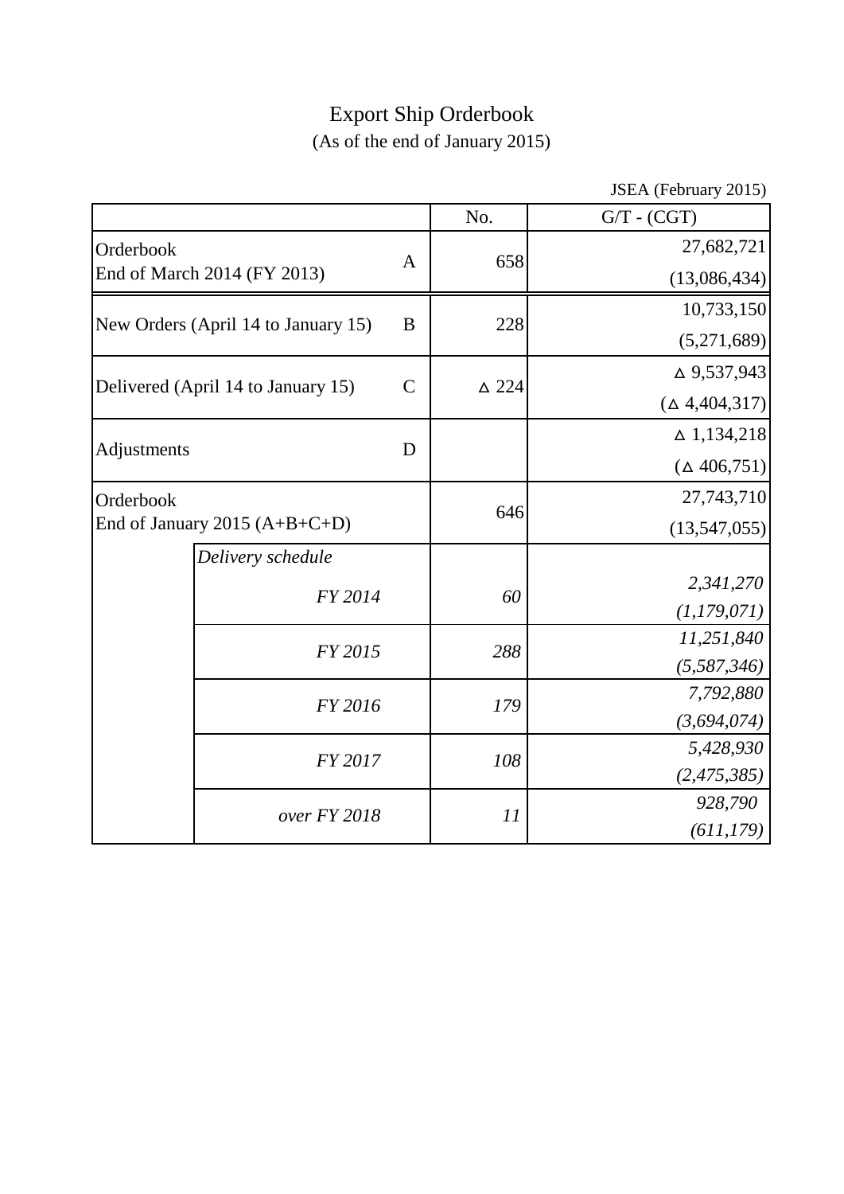# Export Ship Orderbook

(As of the end of January 2015)

JSEA (February 2015)

| | | | No. | G/T - (CGT) |
|---|---|---|---|---|
| Orderbook<br>End of March 2014 (FY 2013) | | A | 658 | 27,682,721<br>(13,086,434) |
| New Orders (April 14 to January 15) | | B | 228 | 10,733,150<br>(5,271,689) |
| Delivered (April 14 to January 15) | | C | △ 224 | △ 9,537,943<br>(△ 4,404,317) |
| Adjustments | | D | | △ 1,134,218<br>(△ 406,751) |
| Orderbook<br>End of January 2015 (A+B+C+D) | | | 646 | 27,743,710<br>(13,547,055) |
| | *Delivery schedule*<br>*FY 2014* | | *60* | *2,341,270*<br>*(1,179,071)* |
| | *FY 2015* | | *288* | *11,251,840*<br>*(5,587,346)* |
| | *FY 2016* | | *179* | *7,792,880*<br>*(3,694,074)* |
| | *FY 2017* | | *108* | *5,428,930*<br>*(2,475,385)* |
| | *over FY 2018* | | *11* | *928,790*<br>*(611,179)* |